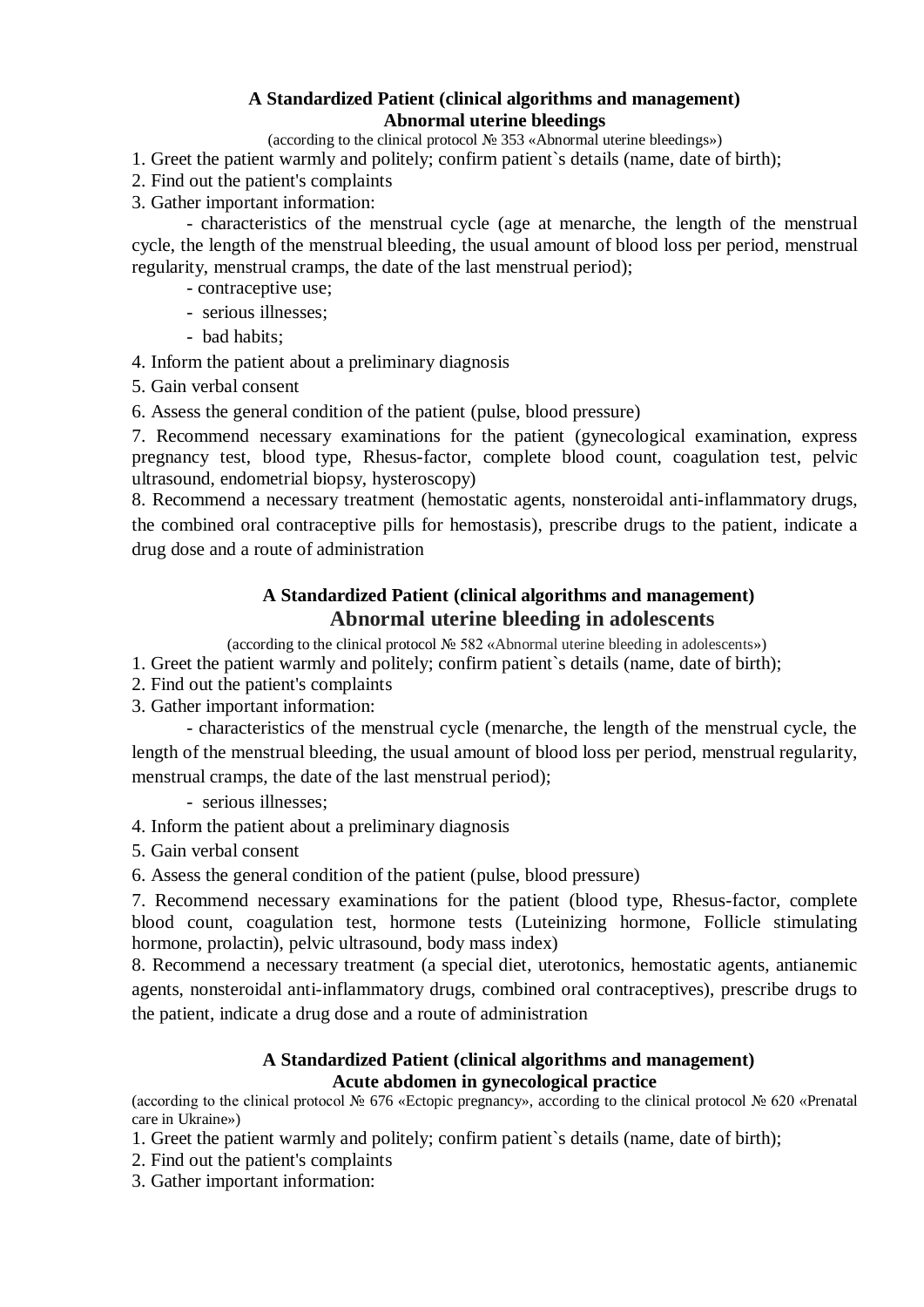## A Standardized Patient (clinical algorithms and management)
## Abnormal uterine bleedings

(according to the clinical protocol № 353 «Abnormal uterine bleedings»)

1. Greet the patient warmly and politely; confirm patient`s details (name, date of birth);
2. Find out the patient's complaints
3. Gather important information:
   - characteristics of the menstrual cycle (age at menarche, the length of the menstrual cycle, the length of the menstrual bleeding, the usual amount of blood loss per period, menstrual regularity, menstrual cramps, the date of the last menstrual period);
   - contraceptive use;
   - serious illnesses;
   - bad habits;
4. Inform the patient about a preliminary diagnosis
5. Gain verbal consent
6. Assess the general condition of the patient (pulse, blood pressure)
7. Recommend necessary examinations for the patient (gynecological examination, express pregnancy test, blood type, Rhesus-factor, complete blood count, coagulation test, pelvic ultrasound, endometrial biopsy, hysteroscopy)
8. Recommend a necessary treatment (hemostatic agents, nonsteroidal anti-inflammatory drugs, the combined oral contraceptive pills for hemostasis), prescribe drugs to the patient, indicate a drug dose and a route of administration

## A Standardized Patient (clinical algorithms and management)
## Abnormal uterine bleeding in adolescents

(according to the clinical protocol № 582 «Abnormal uterine bleeding in adolescents»)

1. Greet the patient warmly and politely; confirm patient`s details (name, date of birth);
2. Find out the patient's complaints
3. Gather important information:
   - characteristics of the menstrual cycle (menarche, the length of the menstrual cycle, the length of the menstrual bleeding, the usual amount of blood loss per period, menstrual regularity, menstrual cramps, the date of the last menstrual period);
   - serious illnesses;
4. Inform the patient about a preliminary diagnosis
5. Gain verbal consent
6. Assess the general condition of the patient (pulse, blood pressure)
7. Recommend necessary examinations for the patient (blood type, Rhesus-factor, complete blood count, coagulation test, hormone tests (Luteinizing hormone, Follicle stimulating hormone, prolactin), pelvic ultrasound, body mass index)
8. Recommend a necessary treatment (a special diet, uterotonics, hemostatic agents, antianemic agents, nonsteroidal anti-inflammatory drugs, combined oral contraceptives), prescribe drugs to the patient, indicate a drug dose and a route of administration

## A Standardized Patient (clinical algorithms and management)
## Acute abdomen in gynecological practice

(according to the clinical protocol № 676 «Ectopic pregnancy», according to the clinical protocol № 620 «Prenatal care in Ukraine»)

1. Greet the patient warmly and politely; confirm patient`s details (name, date of birth);
2. Find out the patient's complaints
3. Gather important information: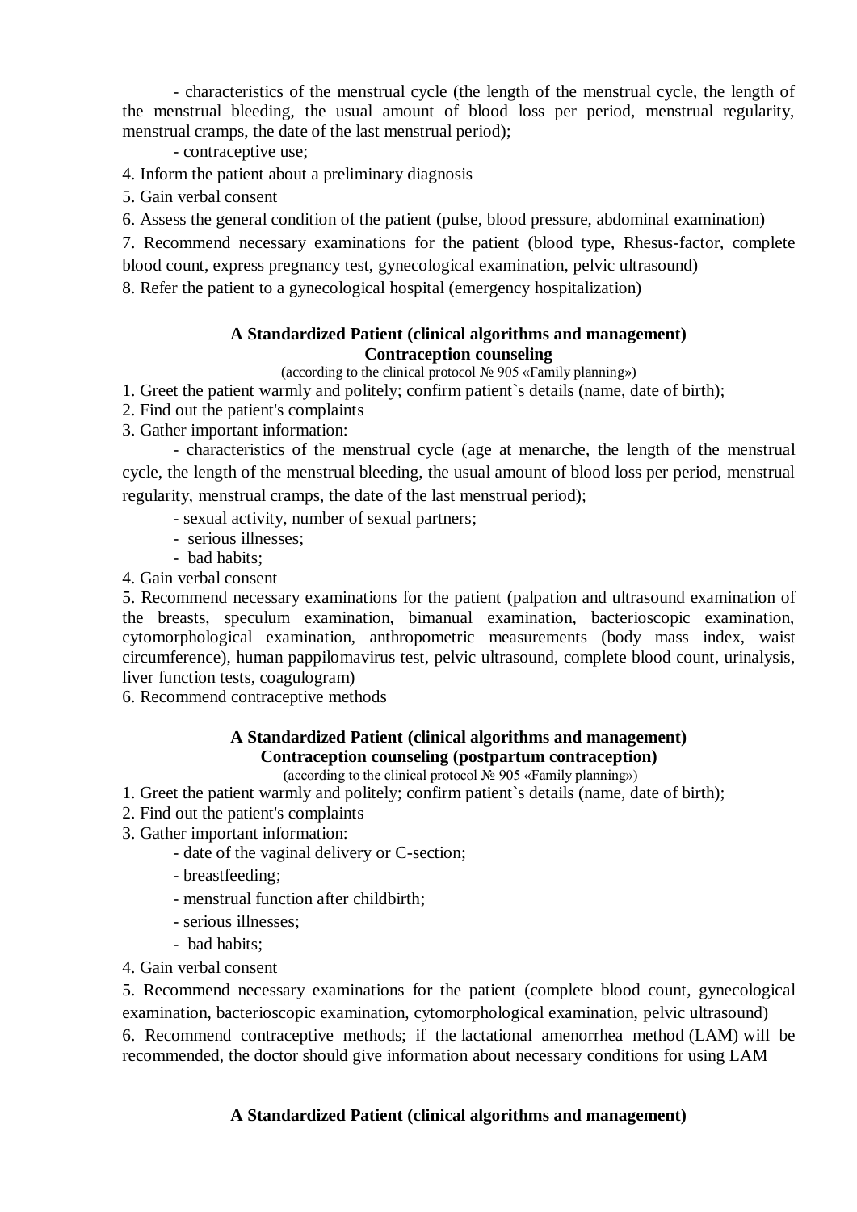- characteristics of the menstrual cycle (the length of the menstrual cycle, the length of the menstrual bleeding, the usual amount of blood loss per period, menstrual regularity, menstrual cramps, the date of the last menstrual period);

- contraceptive use;

4. Inform the patient about a preliminary diagnosis
5. Gain verbal consent
6. Assess the general condition of the patient (pulse, blood pressure, abdominal examination)
7. Recommend necessary examinations for the patient (blood type, Rhesus-factor, complete blood count, express pregnancy test, gynecological examination, pelvic ultrasound)
8. Refer the patient to a gynecological hospital (emergency hospitalization)

**A Standardized Patient (clinical algorithms and management)**
**Contraception counseling**

(according to the clinical protocol № 905 «Family planning»)

1. Greet the patient warmly and politely; confirm patient`s details (name, date of birth);
2. Find out the patient's complaints
3. Gather important information:
   - characteristics of the menstrual cycle (age at menarche, the length of the menstrual cycle, the length of the menstrual bleeding, the usual amount of blood loss per period, menstrual regularity, menstrual cramps, the date of the last menstrual period);
   - sexual activity, number of sexual partners;
   - serious illnesses;
   - bad habits;
4. Gain verbal consent
5. Recommend necessary examinations for the patient (palpation and ultrasound examination of the breasts, speculum examination, bimanual examination, bacterioscopic examination, cytomorphological examination, anthropometric measurements (body mass index, waist circumference), human pappilomavirus test, pelvic ultrasound, complete blood count, urinalysis, liver function tests, coagulogram)
6. Recommend contraceptive methods

**A Standardized Patient (clinical algorithms and management)**
**Contraception counseling (postpartum contraception)**

(according to the clinical protocol № 905 «Family planning»)

1. Greet the patient warmly and politely; confirm patient`s details (name, date of birth);
2. Find out the patient's complaints
3. Gather important information:
   - date of the vaginal delivery or C-section;
   - breastfeeding;
   - menstrual function after childbirth;
   - serious illnesses;
   - bad habits;
4. Gain verbal consent
5. Recommend necessary examinations for the patient (complete blood count, gynecological examination, bacterioscopic examination, cytomorphological examination, pelvic ultrasound)
6. Recommend contraceptive methods; if the lactational amenorrhea method (LAM) will be recommended, the doctor should give information about necessary conditions for using LAM

**A Standardized Patient (clinical algorithms and management)**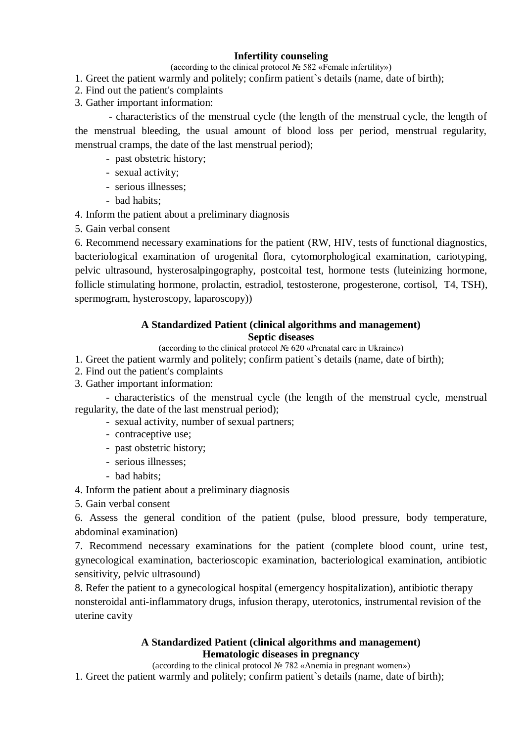**Infertility counseling**

(according to the clinical protocol № 582 «Female infertility»)

1. Greet the patient warmly and politely; confirm patient`s details (name, date of birth);
2. Find out the patient's complaints
3. Gather important information:
   - characteristics of the menstrual cycle (the length of the menstrual cycle, the length of the menstrual bleeding, the usual amount of blood loss per period, menstrual regularity, menstrual cramps, the date of the last menstrual period);
   - past obstetric history;
   - sexual activity;
   - serious illnesses;
   - bad habits;
4. Inform the patient about a preliminary diagnosis
5. Gain verbal consent
6. Recommend necessary examinations for the patient (RW, HIV, tests of functional diagnostics, bacteriological examination of urogenital flora, cytomorphological examination, cariotyping, pelvic ultrasound, hysterosalpingography, postcoital test, hormone tests (luteinizing hormone, follicle stimulating hormone, prolactin, estradiol, testosterone, progesterone, cortisol, T4, TSH), spermogram, hysteroscopy, laparoscopy))

**A Standardized Patient (clinical algorithms and management)**
**Septic diseases**

(according to the clinical protocol № 620 «Prenatal care in Ukraine»)

1. Greet the patient warmly and politely; confirm patient`s details (name, date of birth);
2. Find out the patient's complaints
3. Gather important information:
   - characteristics of the menstrual cycle (the length of the menstrual cycle, menstrual regularity, the date of the last menstrual period);
   - sexual activity, number of sexual partners;
   - contraceptive use;
   - past obstetric history;
   - serious illnesses;
   - bad habits;
4. Inform the patient about a preliminary diagnosis
5. Gain verbal consent
6. Assess the general condition of the patient (pulse, blood pressure, body temperature, abdominal examination)
7. Recommend necessary examinations for the patient (complete blood count, urine test, gynecological examination, bacterioscopic examination, bacteriological examination, antibiotic sensitivity, pelvic ultrasound)
8. Refer the patient to a gynecological hospital (emergency hospitalization), antibiotic therapy nonsteroidal anti-inflammatory drugs, infusion therapy, uterotonics, instrumental revision of the uterine cavity

**A Standardized Patient (clinical algorithms and management)**
**Hematologic diseases in pregnancy**

(according to the clinical protocol № 782 «Anemia in pregnant women»)

1. Greet the patient warmly and politely; confirm patient`s details (name, date of birth);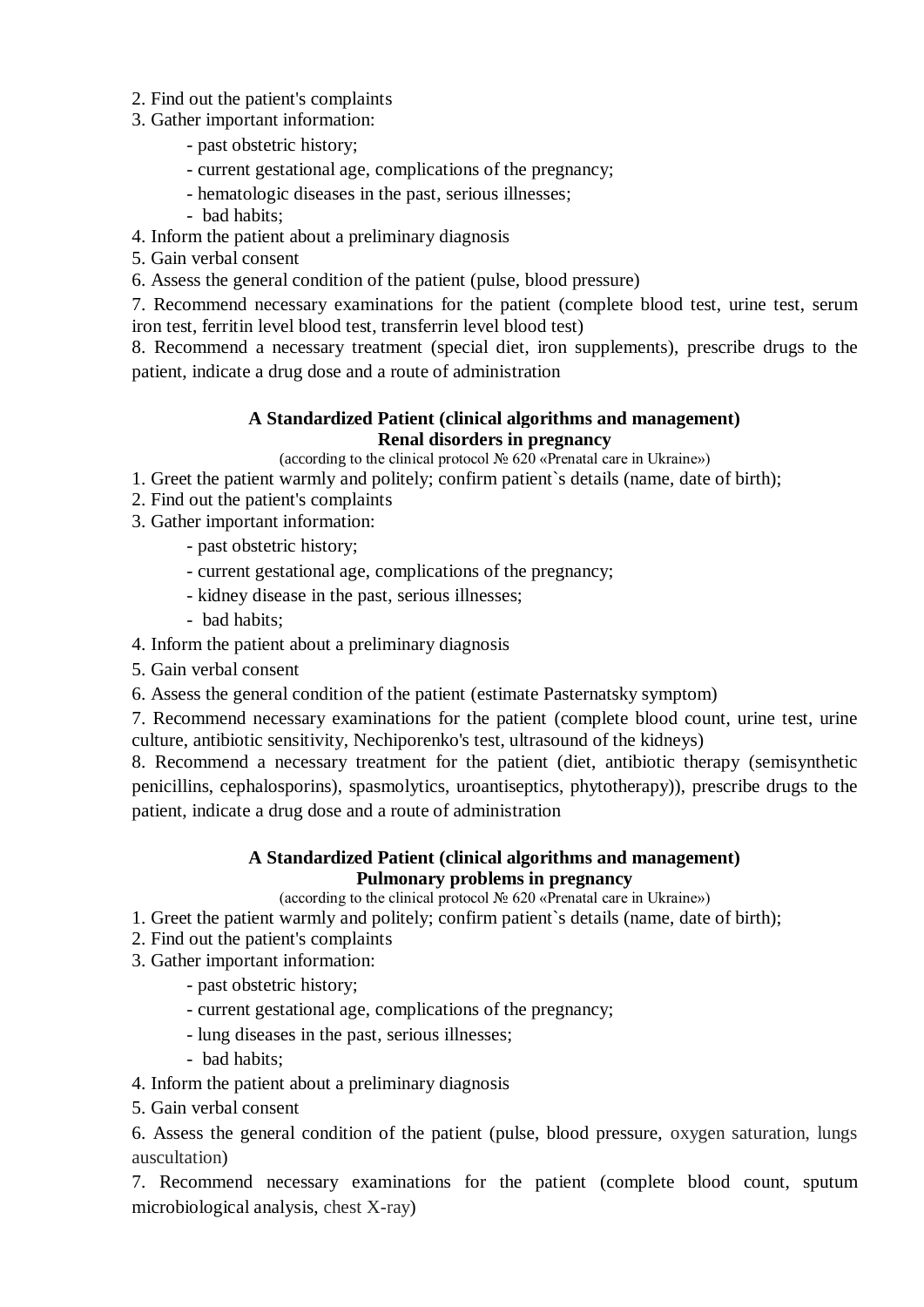2. Find out the patient's complaints
3. Gather important information:
    - past obstetric history;
    - current gestational age, complications of the pregnancy;
    - hematologic diseases in the past, serious illnesses;
    - bad habits;
4. Inform the patient about a preliminary diagnosis
5. Gain verbal consent
6. Assess the general condition of the patient (pulse, blood pressure)
7. Recommend necessary examinations for the patient (complete blood test, urine test, serum iron test, ferritin level blood test, transferrin level blood test)
8. Recommend a necessary treatment (special diet, iron supplements), prescribe drugs to the patient, indicate a drug dose and a route of administration

**A Standardized Patient (clinical algorithms and management)**
**Renal disorders in pregnancy**
(according to the clinical protocol № 620 «Prenatal care in Ukraine»)

1. Greet the patient warmly and politely; confirm patient`s details (name, date of birth);
2. Find out the patient's complaints
3. Gather important information:
    - past obstetric history;
    - current gestational age, complications of the pregnancy;
    - kidney disease in the past, serious illnesses;
    - bad habits;
4. Inform the patient about a preliminary diagnosis
5. Gain verbal consent
6. Assess the general condition of the patient (estimate Pasternatsky symptom)
7. Recommend necessary examinations for the patient (complete blood count, urine test, urine culture, antibiotic sensitivity, Nechiporenko's test, ultrasound of the kidneys)
8. Recommend a necessary treatment for the patient (diet, antibiotic therapy (semisynthetic penicillins, cephalosporins), spasmolytics, uroantiseptics, phytotherapy)), prescribe drugs to the patient, indicate a drug dose and a route of administration

**A Standardized Patient (clinical algorithms and management)**
**Pulmonary problems in pregnancy**
(according to the clinical protocol № 620 «Prenatal care in Ukraine»)

1. Greet the patient warmly and politely; confirm patient`s details (name, date of birth);
2. Find out the patient's complaints
3. Gather important information:
    - past obstetric history;
    - current gestational age, complications of the pregnancy;
    - lung diseases in the past, serious illnesses;
    - bad habits;
4. Inform the patient about a preliminary diagnosis
5. Gain verbal consent
6. Assess the general condition of the patient (pulse, blood pressure, oxygen saturation, lungs auscultation)
7. Recommend necessary examinations for the patient (complete blood count, sputum microbiological analysis, chest X-ray)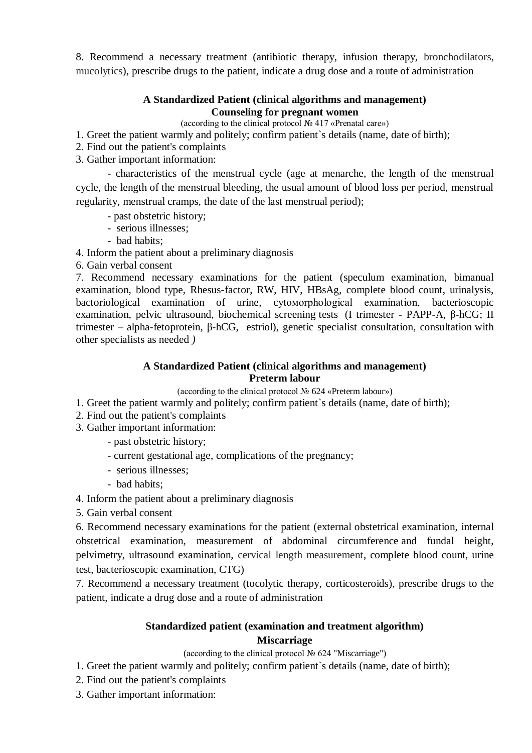8. Recommend a necessary treatment (antibiotic therapy, infusion therapy, bronchodilators, mucolytics), prescribe drugs to the patient, indicate a drug dose and a route of administration

**A Standardized Patient (clinical algorithms and management)**
**Counseling for pregnant women**

(according to the clinical protocol № 417 «Prenatal care»)

1. Greet the patient warmly and politely; confirm patient`s details (name, date of birth);
2. Find out the patient's complaints
3. Gather important information:
   - characteristics of the menstrual cycle (age at menarche, the length of the menstrual cycle, the length of the menstrual bleeding, the usual amount of blood loss per period, menstrual regularity, menstrual cramps, the date of the last menstrual period);
   - past obstetric history;
   - serious illnesses;
   - bad habits;
4. Inform the patient about a preliminary diagnosis
6. Gain verbal consent
7. Recommend necessary examinations for the patient (speculum examination, bimanual examination, blood type, Rhesus-factor, RW, HIV, HBsAg, complete blood count, urinalysis, bactoriological examination of urine, cytoмorphological examination, bacterioscopic examination, pelvic ultrasound, biochemical screening tests (I trimester - PAPP-A, β-hCG; II trimester – alpha-fetoprotein, β-hCG, estriol), genetic specialist consultation, consultation with other specialists as needed *)*

**A Standardized Patient (clinical algorithms and management)**
**Preterm labour**

(according to the clinical protocol № 624 «Preterm labour»)

1. Greet the patient warmly and politely; confirm patient`s details (name, date of birth);
2. Find out the patient's complaints
3. Gather important information:
   - past obstetric history;
   - current gestational age, complications of the pregnancy;
   - serious illnesses;
   - bad habits;
4. Inform the patient about a preliminary diagnosis
5. Gain verbal consent
6. Recommend necessary examinations for the patient (external obstetrical examination, internal obstetrical examination, measurement of abdominal circumference and fundal height, pelvimetry, ultrasound examination, cervical length measurement, complete blood count, urine test, bacterioscopic examination, CTG)
7. Recommend a necessary treatment (tocolytic therapy, corticosteroids), prescribe drugs to the patient, indicate a drug dose and a route of administration

**Standardized patient (examination and treatment algorithm)**
**Miscarriage**

(according to the clinical protocol № 624 "Miscarriage")

1. Greet the patient warmly and politely; confirm patient`s details (name, date of birth);
2. Find out the patient's complaints
3. Gather important information: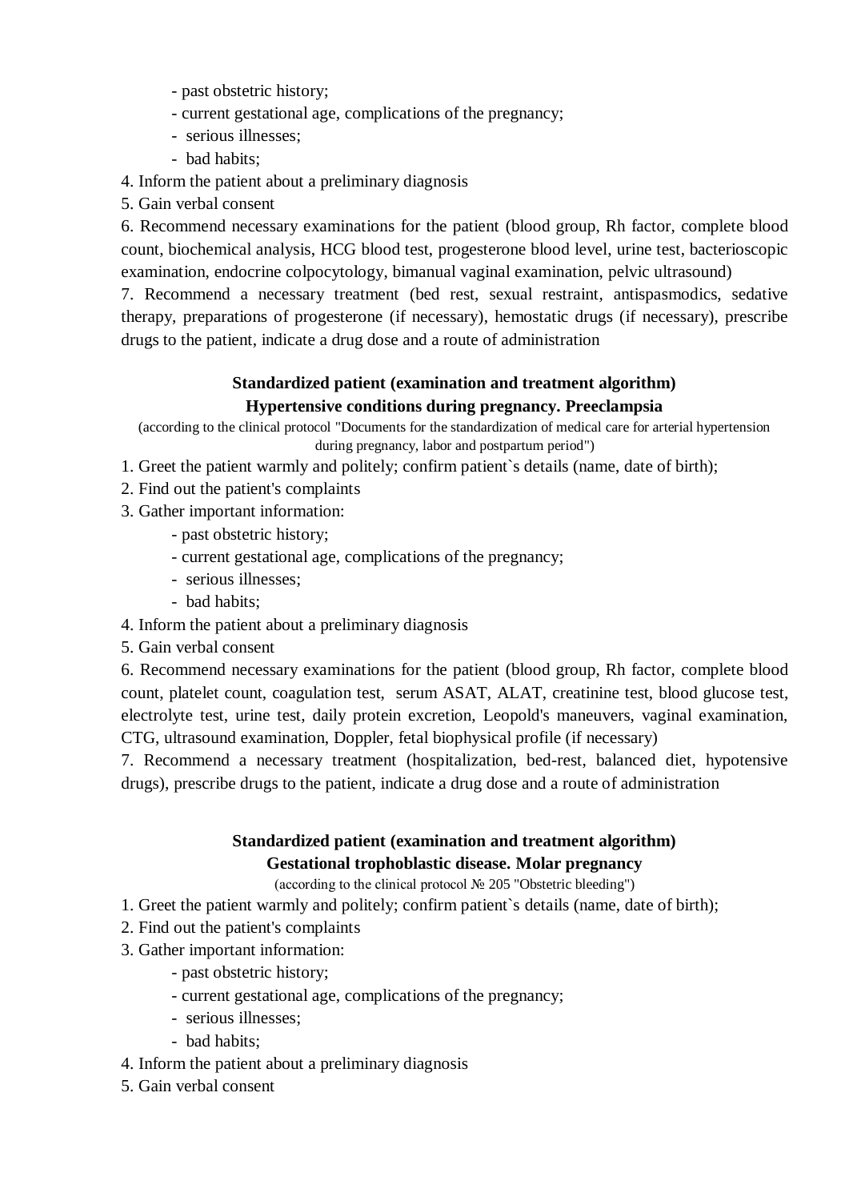- past obstetric history;
- current gestational age, complications of the pregnancy;
- serious illnesses;
- bad habits;

4. Inform the patient about a preliminary diagnosis
5. Gain verbal consent
6. Recommend necessary examinations for the patient (blood group, Rh factor, complete blood count, biochemical analysis, HCG blood test, progesterone blood level, urine test, bacterioscopic examination, endocrine colpocytology, bimanual vaginal examination, pelvic ultrasound)
7. Recommend a necessary treatment (bed rest, sexual restraint, antispasmodics, sedative therapy, preparations of progesterone (if necessary), hemostatic drugs (if necessary), prescribe drugs to the patient, indicate a drug dose and a route of administration

## Standardized patient (examination and treatment algorithm)
## Hypertensive conditions during pregnancy. Preeclampsia

(according to the clinical protocol "Documents for the standardization of medical care for arterial hypertension during pregnancy, labor and postpartum period")

1. Greet the patient warmly and politely; confirm patient`s details (name, date of birth);
2. Find out the patient's complaints
3. Gather important information:
   - past obstetric history;
   - current gestational age, complications of the pregnancy;
   - serious illnesses;
   - bad habits;
4. Inform the patient about a preliminary diagnosis
5. Gain verbal consent
6. Recommend necessary examinations for the patient (blood group, Rh factor, complete blood count, platelet count, coagulation test, serum ASAT, ALAT, creatinine test, blood glucose test, electrolyte test, urine test, daily protein excretion, Leopold's maneuvers, vaginal examination, CTG, ultrasound examination, Doppler, fetal biophysical profile (if necessary)
7. Recommend a necessary treatment (hospitalization, bed-rest, balanced diet, hypotensive drugs), prescribe drugs to the patient, indicate a drug dose and a route of administration

## Standardized patient (examination and treatment algorithm)
## Gestational trophoblastic disease. Molar pregnancy

(according to the clinical protocol № 205 "Obstetric bleeding")

1. Greet the patient warmly and politely; confirm patient`s details (name, date of birth);
2. Find out the patient's complaints
3. Gather important information:
   - past obstetric history;
   - current gestational age, complications of the pregnancy;
   - serious illnesses;
   - bad habits;
4. Inform the patient about a preliminary diagnosis
5. Gain verbal consent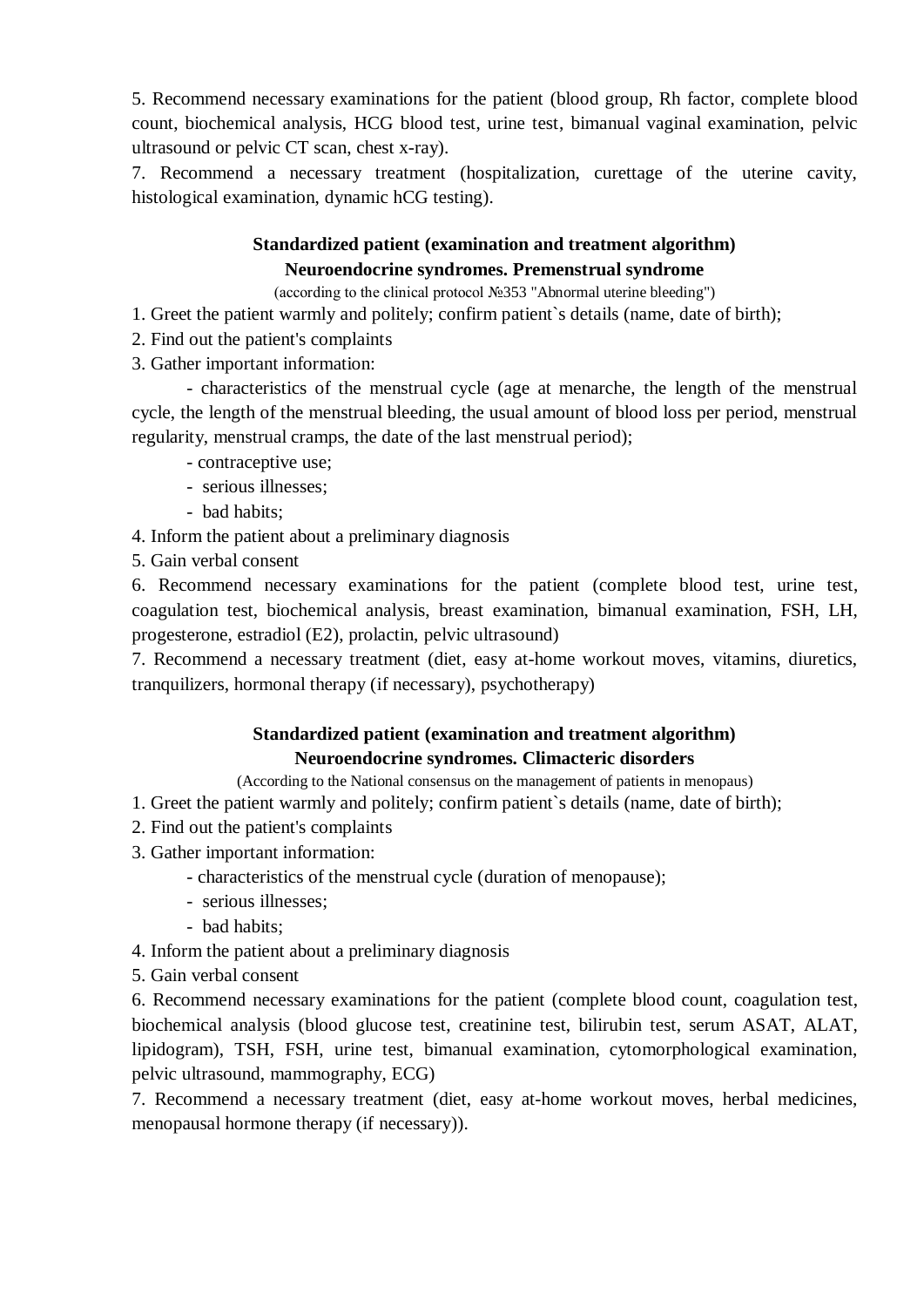5. Recommend necessary examinations for the patient (blood group, Rh factor, complete blood count, biochemical analysis, HCG blood test, urine test, bimanual vaginal examination, pelvic ultrasound or pelvic CT scan, chest x-ray).

7. Recommend a necessary treatment (hospitalization, curettage of the uterine cavity, histological examination, dynamic hCG testing).

**Standardized patient (examination and treatment algorithm)**
**Neuroendocrine syndromes. Premenstrual syndrome**

(according to the clinical protocol №353 "Abnormal uterine bleeding")

1. Greet the patient warmly and politely; confirm patient`s details (name, date of birth);
2. Find out the patient's complaints
3. Gather important information:
   - characteristics of the menstrual cycle (age at menarche, the length of the menstrual cycle, the length of the menstrual bleeding, the usual amount of blood loss per period, menstrual regularity, menstrual cramps, the date of the last menstrual period);
   - contraceptive use;
   - serious illnesses;
   - bad habits;
4. Inform the patient about a preliminary diagnosis
5. Gain verbal consent
6. Recommend necessary examinations for the patient (complete blood test, urine test, coagulation test, biochemical analysis, breast examination, bimanual examination, FSH, LH, progesterone, estradiol (E2), prolactin, pelvic ultrasound)
7. Recommend a necessary treatment (diet, easy at-home workout moves, vitamins, diuretics, tranquilizers, hormonal therapy (if necessary), psychotherapy)

**Standardized patient (examination and treatment algorithm)**
**Neuroendocrine syndromes. Climacteric disorders**

(According to the National consensus on the management of patients in menopaus)

1. Greet the patient warmly and politely; confirm patient`s details (name, date of birth);
2. Find out the patient's complaints
3. Gather important information:
   - characteristics of the menstrual cycle (duration of menopause);
   - serious illnesses;
   - bad habits;
4. Inform the patient about a preliminary diagnosis
5. Gain verbal consent
6. Recommend necessary examinations for the patient (complete blood count, coagulation test, biochemical analysis (blood glucose test, creatinine test, bilirubin test, serum ASAT, ALAT, lipidogram), TSH, FSH, urine test, bimanual examination, cytomorphological examination, pelvic ultrasound, mammography, ECG)
7. Recommend a necessary treatment (diet, easy at-home workout moves, herbal medicines, menopausal hormone therapy (if necessary)).